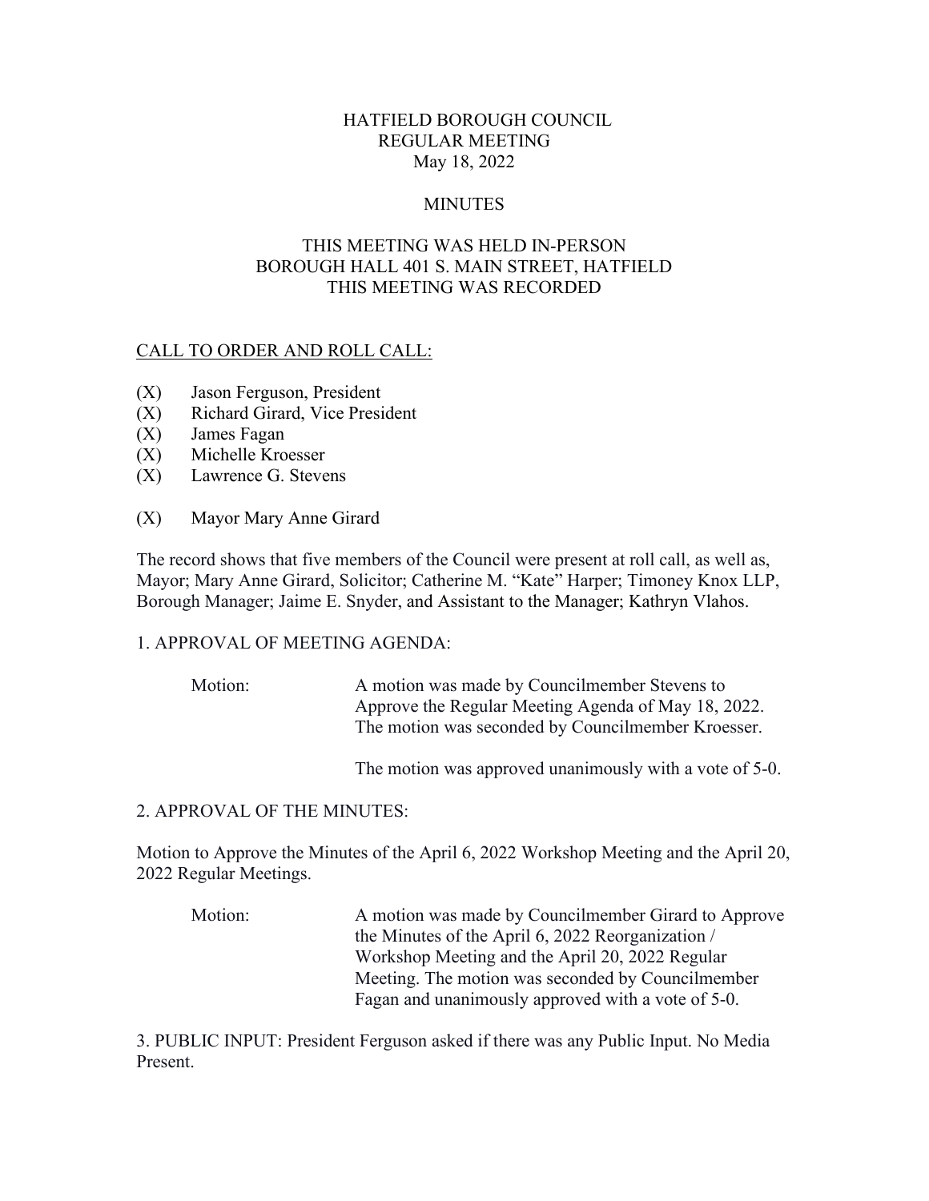# HATFIELD BOROUGH COUNCIL
## REGULAR MEETING
### May 18, 2022

### MINUTES

### THIS MEETING WAS HELD IN-PERSON
### BOROUGH HALL 401 S. MAIN STREET, HATFIELD
### THIS MEETING WAS RECORDED

<u>CALL TO ORDER AND ROLL CALL:</u>

(X) Jason Ferguson, President
(X) Richard Girard, Vice President
(X) James Fagan
(X) Michelle Kroesser
(X) Lawrence G. Stevens

(X) Mayor Mary Anne Girard

The record shows that five members of the Council were present at roll call, as well as, Mayor; Mary Anne Girard, Solicitor; Catherine M. "Kate" Harper; Timoney Knox LLP, Borough Manager; Jaime E. Snyder, and Assistant to the Manager; Kathryn Vlahos.

1. APPROVAL OF MEETING AGENDA:

Motion: A motion was made by Councilmember Stevens to Approve the Regular Meeting Agenda of May 18, 2022. The motion was seconded by Councilmember Kroesser.

The motion was approved unanimously with a vote of 5-0.

2. APPROVAL OF THE MINUTES:

Motion to Approve the Minutes of the April 6, 2022 Workshop Meeting and the April 20, 2022 Regular Meetings.

Motion: A motion was made by Councilmember Girard to Approve the Minutes of the April 6, 2022 Reorganization / Workshop Meeting and the April 20, 2022 Regular Meeting. The motion was seconded by Councilmember Fagan and unanimously approved with a vote of 5-0.

3. PUBLIC INPUT: President Ferguson asked if there was any Public Input. No Media Present.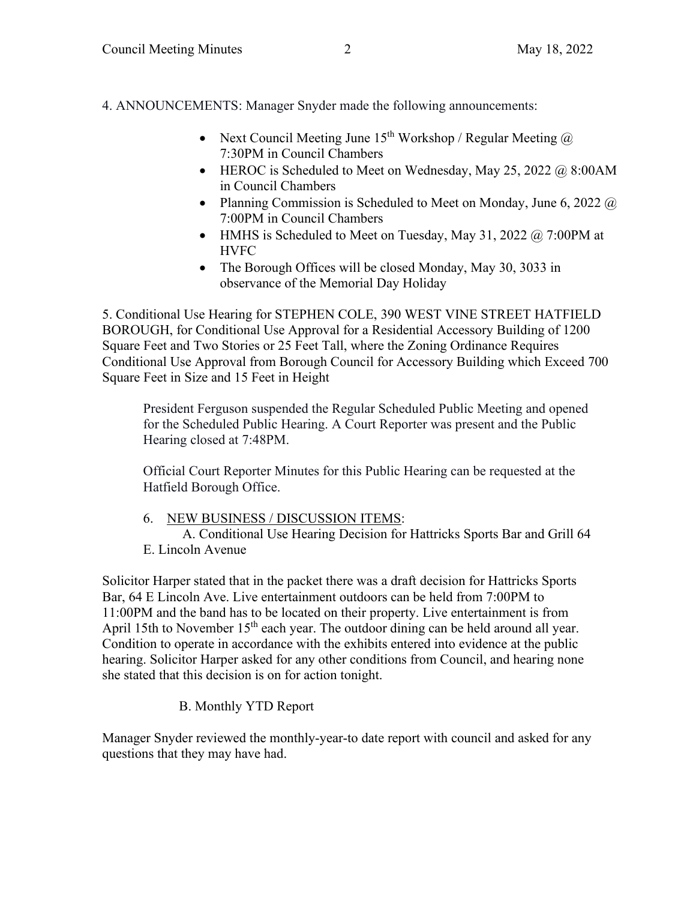4. ANNOUNCEMENTS: Manager Snyder made the following announcements:

- Next Council Meeting June 15th Workshop / Regular Meeting @ 7:30PM in Council Chambers
- HEROC is Scheduled to Meet on Wednesday, May 25, 2022 @ 8:00AM in Council Chambers
- Planning Commission is Scheduled to Meet on Monday, June 6, 2022 @ 7:00PM in Council Chambers
- HMHS is Scheduled to Meet on Tuesday, May 31, 2022 @ 7:00PM at HVFC
- The Borough Offices will be closed Monday, May 30, 3033 in observance of the Memorial Day Holiday

5. Conditional Use Hearing for STEPHEN COLE, 390 WEST VINE STREET HATFIELD BOROUGH, for Conditional Use Approval for a Residential Accessory Building of 1200 Square Feet and Two Stories or 25 Feet Tall, where the Zoning Ordinance Requires Conditional Use Approval from Borough Council for Accessory Building which Exceed 700 Square Feet in Size and 15 Feet in Height

President Ferguson suspended the Regular Scheduled Public Meeting and opened for the Scheduled Public Hearing. A Court Reporter was present and the Public Hearing closed at 7:48PM.

Official Court Reporter Minutes for this Public Hearing can be requested at the Hatfield Borough Office.

6. NEW BUSINESS / DISCUSSION ITEMS:

A. Conditional Use Hearing Decision for Hattricks Sports Bar and Grill 64 E. Lincoln Avenue

Solicitor Harper stated that in the packet there was a draft decision for Hattricks Sports Bar, 64 E Lincoln Ave. Live entertainment outdoors can be held from 7:00PM to 11:00PM and the band has to be located on their property. Live entertainment is from April 15th to November 15th each year. The outdoor dining can be held around all year. Condition to operate in accordance with the exhibits entered into evidence at the public hearing. Solicitor Harper asked for any other conditions from Council, and hearing none she stated that this decision is on for action tonight.

B. Monthly YTD Report

Manager Snyder reviewed the monthly-year-to date report with council and asked for any questions that they may have had.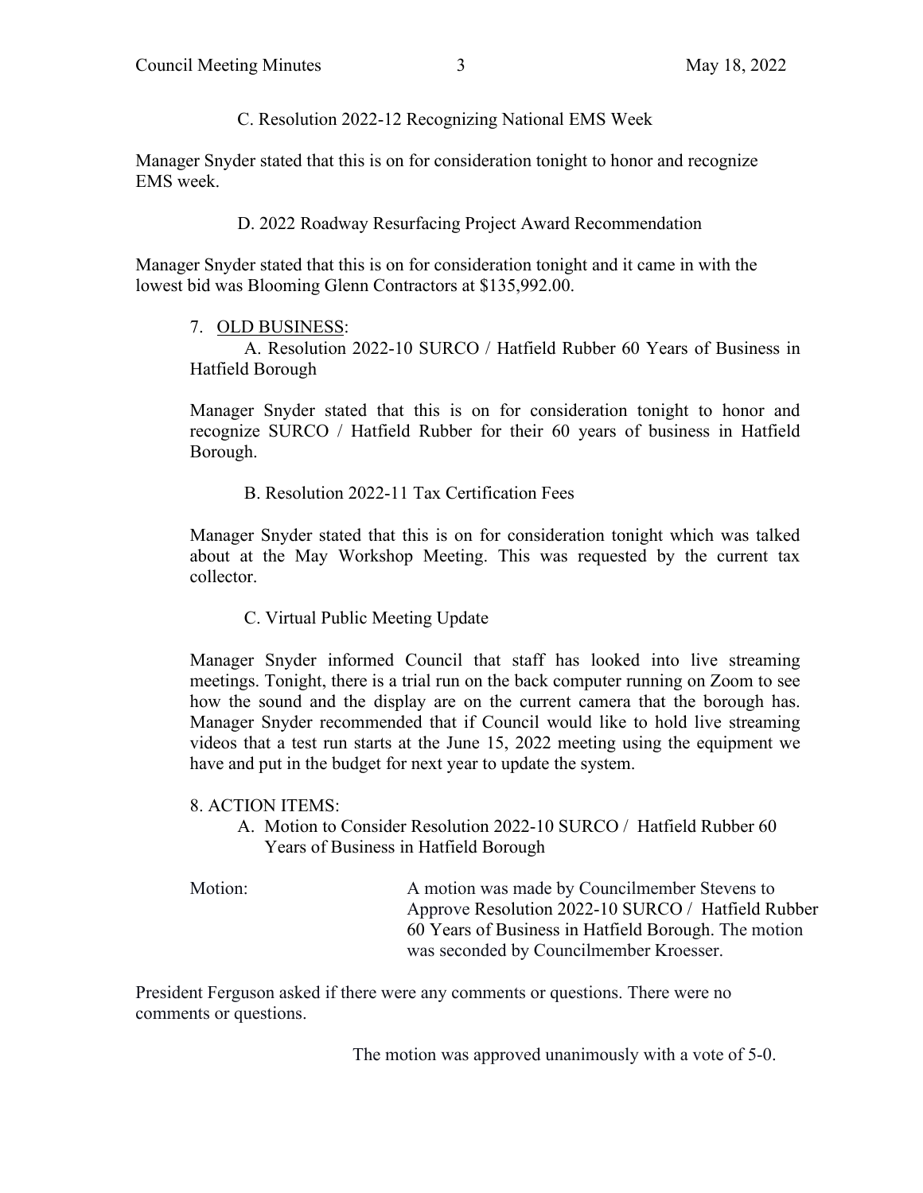C. Resolution 2022-12 Recognizing National EMS Week

Manager Snyder stated that this is on for consideration tonight to honor and recognize EMS week.

D. 2022 Roadway Resurfacing Project Award Recommendation

Manager Snyder stated that this is on for consideration tonight and it came in with the lowest bid was Blooming Glenn Contractors at $135,992.00.

7. OLD BUSINESS:

A. Resolution 2022-10 SURCO / Hatfield Rubber 60 Years of Business in Hatfield Borough

Manager Snyder stated that this is on for consideration tonight to honor and recognize SURCO / Hatfield Rubber for their 60 years of business in Hatfield Borough.

B. Resolution 2022-11 Tax Certification Fees

Manager Snyder stated that this is on for consideration tonight which was talked about at the May Workshop Meeting. This was requested by the current tax collector.

C. Virtual Public Meeting Update

Manager Snyder informed Council that staff has looked into live streaming meetings. Tonight, there is a trial run on the back computer running on Zoom to see how the sound and the display are on the current camera that the borough has. Manager Snyder recommended that if Council would like to hold live streaming videos that a test run starts at the June 15, 2022 meeting using the equipment we have and put in the budget for next year to update the system.

8. ACTION ITEMS:

A. Motion to Consider Resolution 2022-10 SURCO / Hatfield Rubber 60 Years of Business in Hatfield Borough

Motion: A motion was made by Councilmember Stevens to Approve Resolution 2022-10 SURCO / Hatfield Rubber 60 Years of Business in Hatfield Borough. The motion was seconded by Councilmember Kroesser.

President Ferguson asked if there were any comments or questions. There were no comments or questions.

The motion was approved unanimously with a vote of 5-0.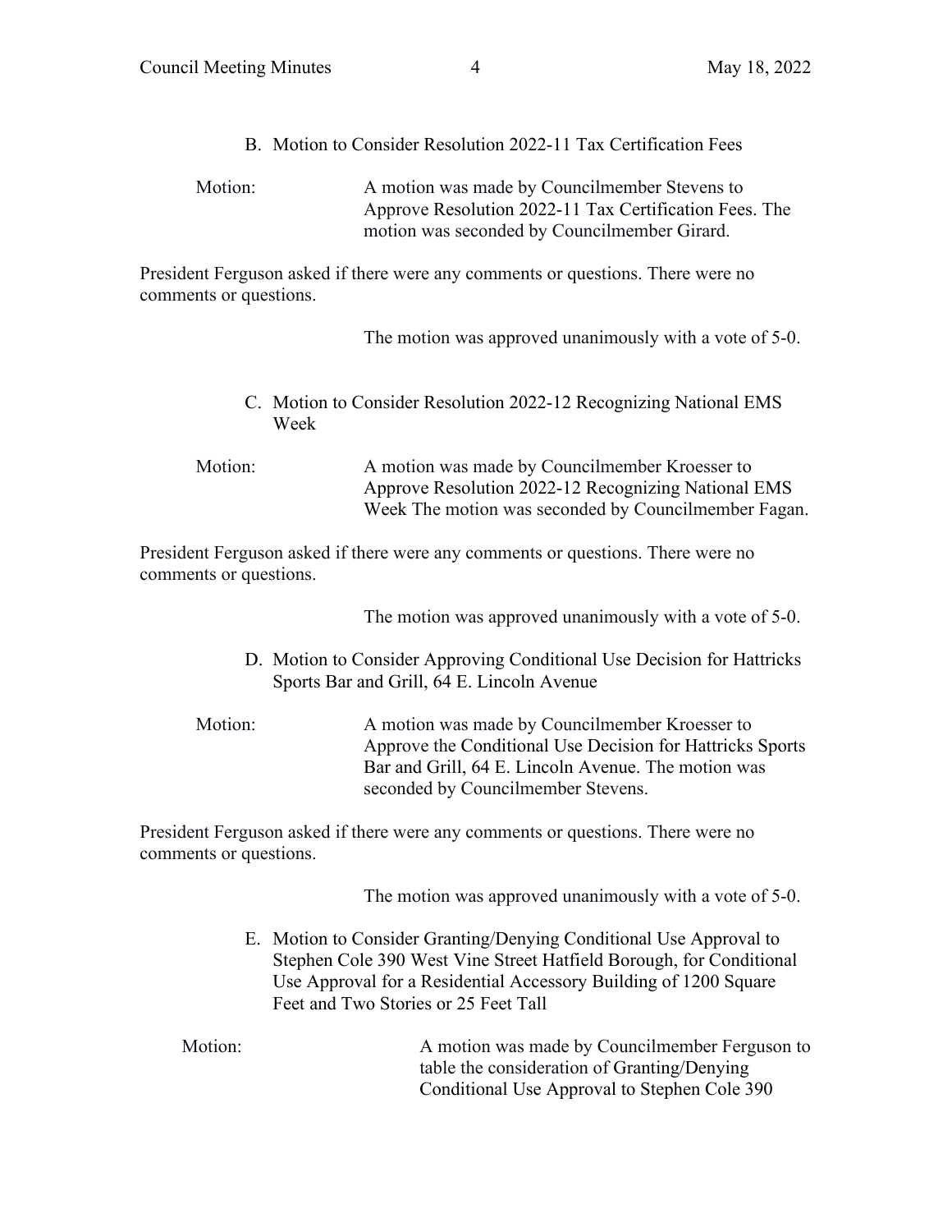B. Motion to Consider Resolution 2022-11 Tax Certification Fees

Motion: A motion was made by Councilmember Stevens to Approve Resolution 2022-11 Tax Certification Fees. The motion was seconded by Councilmember Girard.

President Ferguson asked if there were any comments or questions. There were no comments or questions.

The motion was approved unanimously with a vote of 5-0.

C. Motion to Consider Resolution 2022-12 Recognizing National EMS Week

Motion: A motion was made by Councilmember Kroesser to Approve Resolution 2022-12 Recognizing National EMS Week The motion was seconded by Councilmember Fagan.

President Ferguson asked if there were any comments or questions. There were no comments or questions.

The motion was approved unanimously with a vote of 5-0.

D. Motion to Consider Approving Conditional Use Decision for Hattricks Sports Bar and Grill, 64 E. Lincoln Avenue

Motion: A motion was made by Councilmember Kroesser to Approve the Conditional Use Decision for Hattricks Sports Bar and Grill, 64 E. Lincoln Avenue. The motion was seconded by Councilmember Stevens.

President Ferguson asked if there were any comments or questions. There were no comments or questions.

The motion was approved unanimously with a vote of 5-0.

E. Motion to Consider Granting/Denying Conditional Use Approval to Stephen Cole 390 West Vine Street Hatfield Borough, for Conditional Use Approval for a Residential Accessory Building of 1200 Square Feet and Two Stories or 25 Feet Tall

Motion: A motion was made by Councilmember Ferguson to table the consideration of Granting/Denying Conditional Use Approval to Stephen Cole 390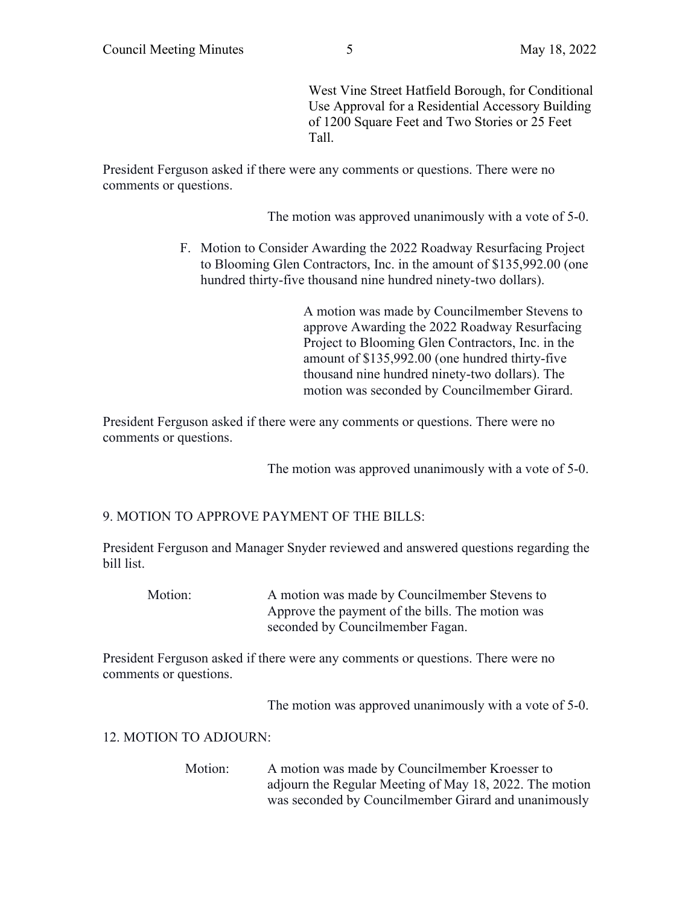West Vine Street Hatfield Borough, for Conditional Use Approval for a Residential Accessory Building of 1200 Square Feet and Two Stories or 25 Feet Tall.

President Ferguson asked if there were any comments or questions. There were no comments or questions.

The motion was approved unanimously with a vote of 5-0.

F. Motion to Consider Awarding the 2022 Roadway Resurfacing Project to Blooming Glen Contractors, Inc. in the amount of $135,992.00 (one hundred thirty-five thousand nine hundred ninety-two dollars).

A motion was made by Councilmember Stevens to approve Awarding the 2022 Roadway Resurfacing Project to Blooming Glen Contractors, Inc. in the amount of $135,992.00 (one hundred thirty-five thousand nine hundred ninety-two dollars). The motion was seconded by Councilmember Girard.

President Ferguson asked if there were any comments or questions. There were no comments or questions.

The motion was approved unanimously with a vote of 5-0.

9. MOTION TO APPROVE PAYMENT OF THE BILLS:

President Ferguson and Manager Snyder reviewed and answered questions regarding the bill list.

Motion: A motion was made by Councilmember Stevens to Approve the payment of the bills. The motion was seconded by Councilmember Fagan.

President Ferguson asked if there were any comments or questions. There were no comments or questions.

The motion was approved unanimously with a vote of 5-0.

12. MOTION TO ADJOURN:

Motion: A motion was made by Councilmember Kroesser to adjourn the Regular Meeting of May 18, 2022. The motion was seconded by Councilmember Girard and unanimously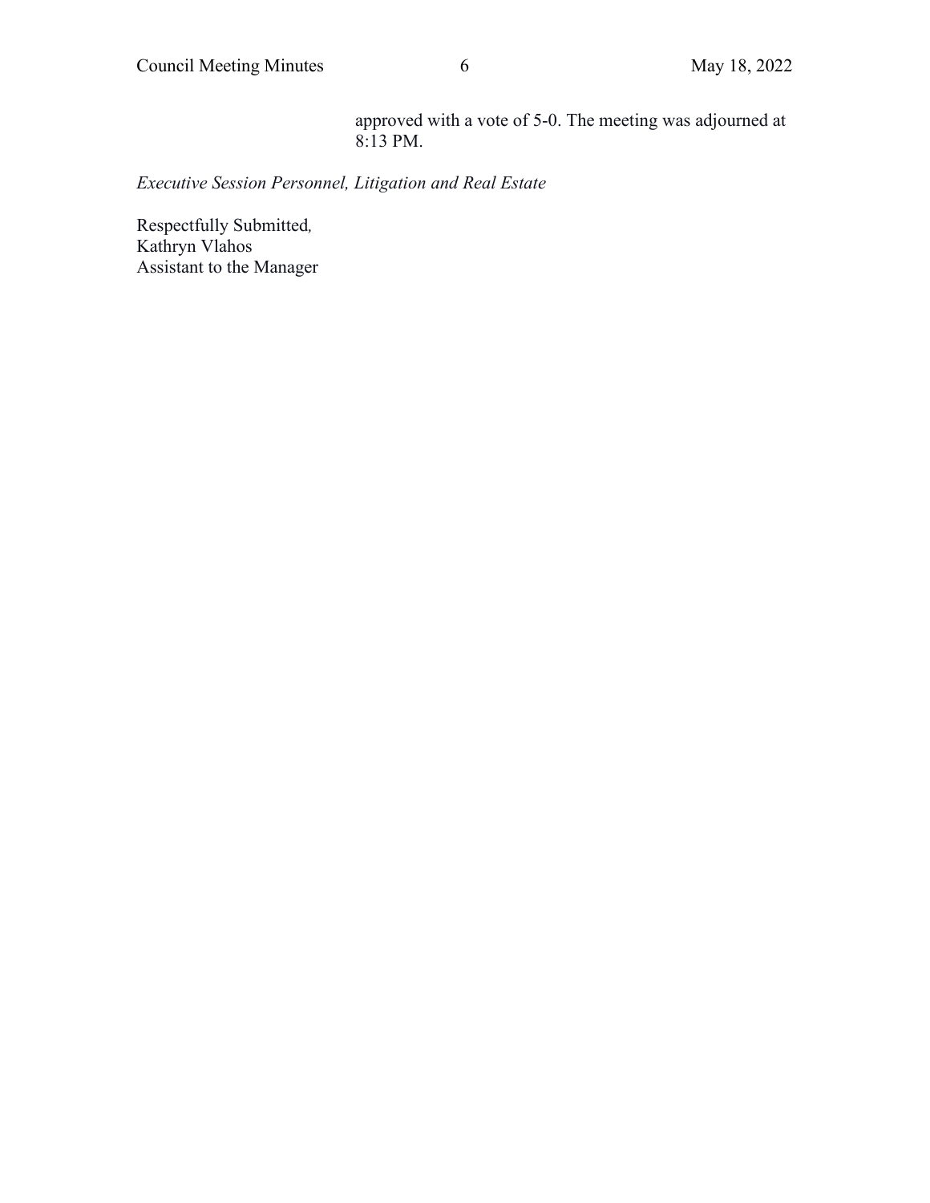approved with a vote of 5-0. The meeting was adjourned at 8:13 PM.

*Executive Session Personnel, Litigation and Real Estate*

Respectfully Submitted,
Kathryn Vlahos
Assistant to the Manager